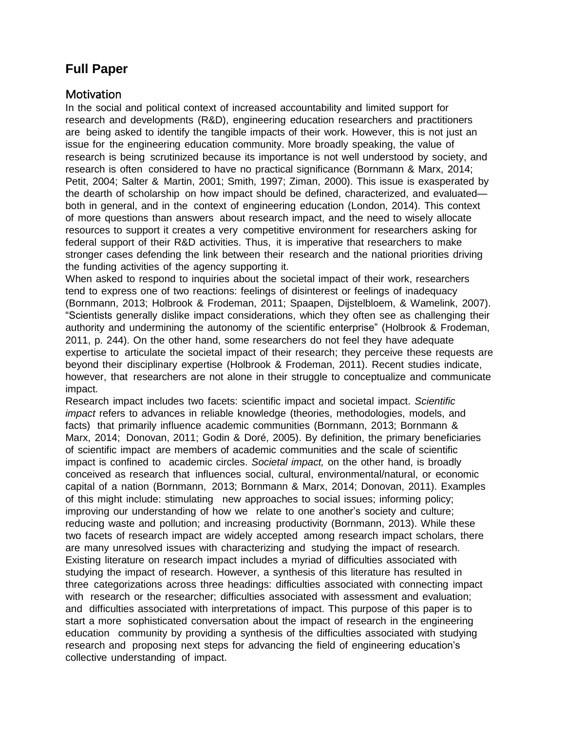# Full Paper

## Motivation

In the social and political context of increased accountability and limited support for research and developments (R&D), engineering education researchers and practitioners are being asked to identify the tangible impacts of their work. However, this is not just an issue for the engineering education community. More broadly speaking, the value of research is being scrutinized because its importance is not well understood by society, and research is often considered to have no practical significance (Bornmann & Marx, 2014; Petit, 2004; Salter & Martin, 2001; Smith, 1997; Ziman, 2000). This issue is exasperated by the dearth of scholarship on how impact should be defined, characterized, and evaluated—both in general, and in the context of engineering education (London, 2014). This context of more questions than answers about research impact, and the need to wisely allocate resources to support it creates a very competitive environment for researchers asking for federal support of their R&D activities. Thus, it is imperative that researchers to make stronger cases defending the link between their research and the national priorities driving the funding activities of the agency supporting it.

When asked to respond to inquiries about the societal impact of their work, researchers tend to express one of two reactions: feelings of disinterest or feelings of inadequacy (Bornmann, 2013; Holbrook & Frodeman, 2011; Spaapen, Dijstelbloem, & Wamelink, 2007). "Scientists generally dislike impact considerations, which they often see as challenging their authority and undermining the autonomy of the scientific enterprise" (Holbrook & Frodeman, 2011, p. 244). On the other hand, some researchers do not feel they have adequate expertise to articulate the societal impact of their research; they perceive these requests are beyond their disciplinary expertise (Holbrook & Frodeman, 2011). Recent studies indicate, however, that researchers are not alone in their struggle to conceptualize and communicate impact.

Research impact includes two facets: scientific impact and societal impact. *Scientific impact* refers to advances in reliable knowledge (theories, methodologies, models, and facts) that primarily influence academic communities (Bornmann, 2013; Bornmann & Marx, 2014; Donovan, 2011; Godin & Doré, 2005). By definition, the primary beneficiaries of scientific impact are members of academic communities and the scale of scientific impact is confined to academic circles. *Societal impact,* on the other hand, is broadly conceived as research that influences social, cultural, environmental/natural, or economic capital of a nation (Bornmann, 2013; Bornmann & Marx, 2014; Donovan, 2011). Examples of this might include: stimulating new approaches to social issues; informing policy; improving our understanding of how we relate to one another's society and culture; reducing waste and pollution; and increasing productivity (Bornmann, 2013). While these two facets of research impact are widely accepted among research impact scholars, there are many unresolved issues with characterizing and studying the impact of research. Existing literature on research impact includes a myriad of difficulties associated with studying the impact of research. However, a synthesis of this literature has resulted in three categorizations across three headings: difficulties associated with connecting impact with research or the researcher; difficulties associated with assessment and evaluation; and difficulties associated with interpretations of impact. This purpose of this paper is to start a more sophisticated conversation about the impact of research in the engineering education community by providing a synthesis of the difficulties associated with studying research and proposing next steps for advancing the field of engineering education's collective understanding of impact.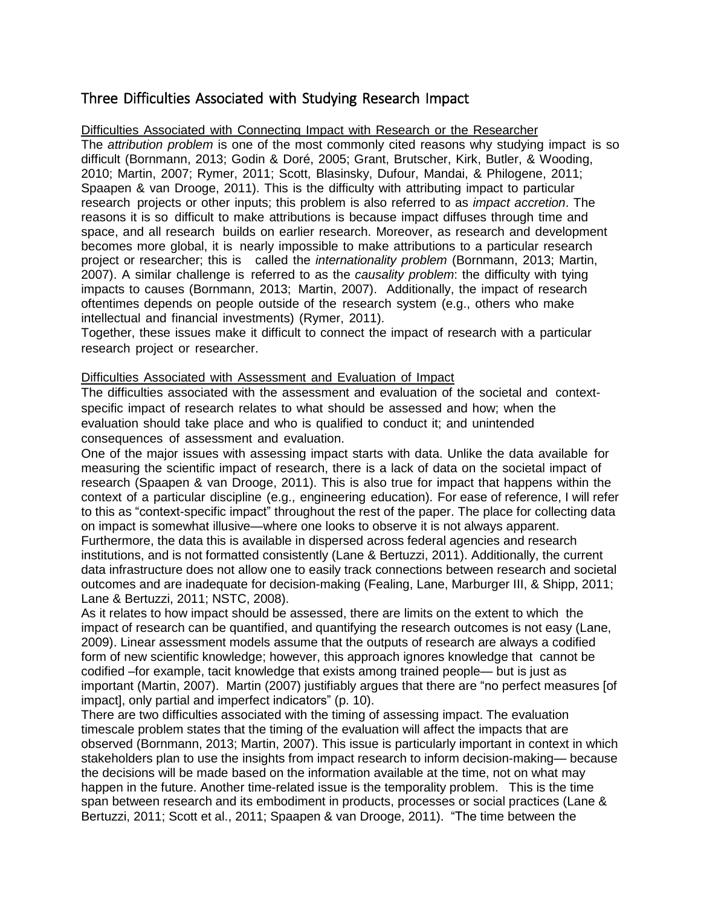## Three Difficulties Associated with Studying Research Impact

### Difficulties Associated with Connecting Impact with Research or the Researcher

The *attribution problem* is one of the most commonly cited reasons why studying impact is so difficult (Bornmann, 2013; Godin & Doré, 2005; Grant, Brutscher, Kirk, Butler, & Wooding, 2010; Martin, 2007; Rymer, 2011; Scott, Blasinsky, Dufour, Mandai, & Philogene, 2011; Spaapen & van Drooge, 2011). This is the difficulty with attributing impact to particular research projects or other inputs; this problem is also referred to as *impact accretion*. The reasons it is so difficult to make attributions is because impact diffuses through time and space, and all research builds on earlier research. Moreover, as research and development becomes more global, it is nearly impossible to make attributions to a particular research project or researcher; this is called the *internationality problem* (Bornmann, 2013; Martin, 2007). A similar challenge is referred to as the *causality problem*: the difficulty with tying impacts to causes (Bornmann, 2013; Martin, 2007). Additionally, the impact of research oftentimes depends on people outside of the research system (e.g., others who make intellectual and financial investments) (Rymer, 2011).

Together, these issues make it difficult to connect the impact of research with a particular research project or researcher.

### Difficulties Associated with Assessment and Evaluation of Impact

The difficulties associated with the assessment and evaluation of the societal and context-specific impact of research relates to what should be assessed and how; when the evaluation should take place and who is qualified to conduct it; and unintended consequences of assessment and evaluation.

One of the major issues with assessing impact starts with data. Unlike the data available for measuring the scientific impact of research, there is a lack of data on the societal impact of research (Spaapen & van Drooge, 2011). This is also true for impact that happens within the context of a particular discipline (e.g., engineering education). For ease of reference, I will refer to this as "context-specific impact" throughout the rest of the paper. The place for collecting data on impact is somewhat illusive—where one looks to observe it is not always apparent. Furthermore, the data this is available in dispersed across federal agencies and research institutions, and is not formatted consistently (Lane & Bertuzzi, 2011). Additionally, the current data infrastructure does not allow one to easily track connections between research and societal outcomes and are inadequate for decision-making (Fealing, Lane, Marburger III, & Shipp, 2011; Lane & Bertuzzi, 2011; NSTC, 2008).

As it relates to how impact should be assessed, there are limits on the extent to which the impact of research can be quantified, and quantifying the research outcomes is not easy (Lane, 2009). Linear assessment models assume that the outputs of research are always a codified form of new scientific knowledge; however, this approach ignores knowledge that cannot be codified –for example, tacit knowledge that exists among trained people— but is just as important (Martin, 2007). Martin (2007) justifiably argues that there are "no perfect measures [of impact], only partial and imperfect indicators" (p. 10).

There are two difficulties associated with the timing of assessing impact. The evaluation timescale problem states that the timing of the evaluation will affect the impacts that are observed (Bornmann, 2013; Martin, 2007). This issue is particularly important in context in which stakeholders plan to use the insights from impact research to inform decision-making— because the decisions will be made based on the information available at the time, not on what may happen in the future. Another time-related issue is the temporality problem. This is the time span between research and its embodiment in products, processes or social practices (Lane & Bertuzzi, 2011; Scott et al., 2011; Spaapen & van Drooge, 2011). "The time between the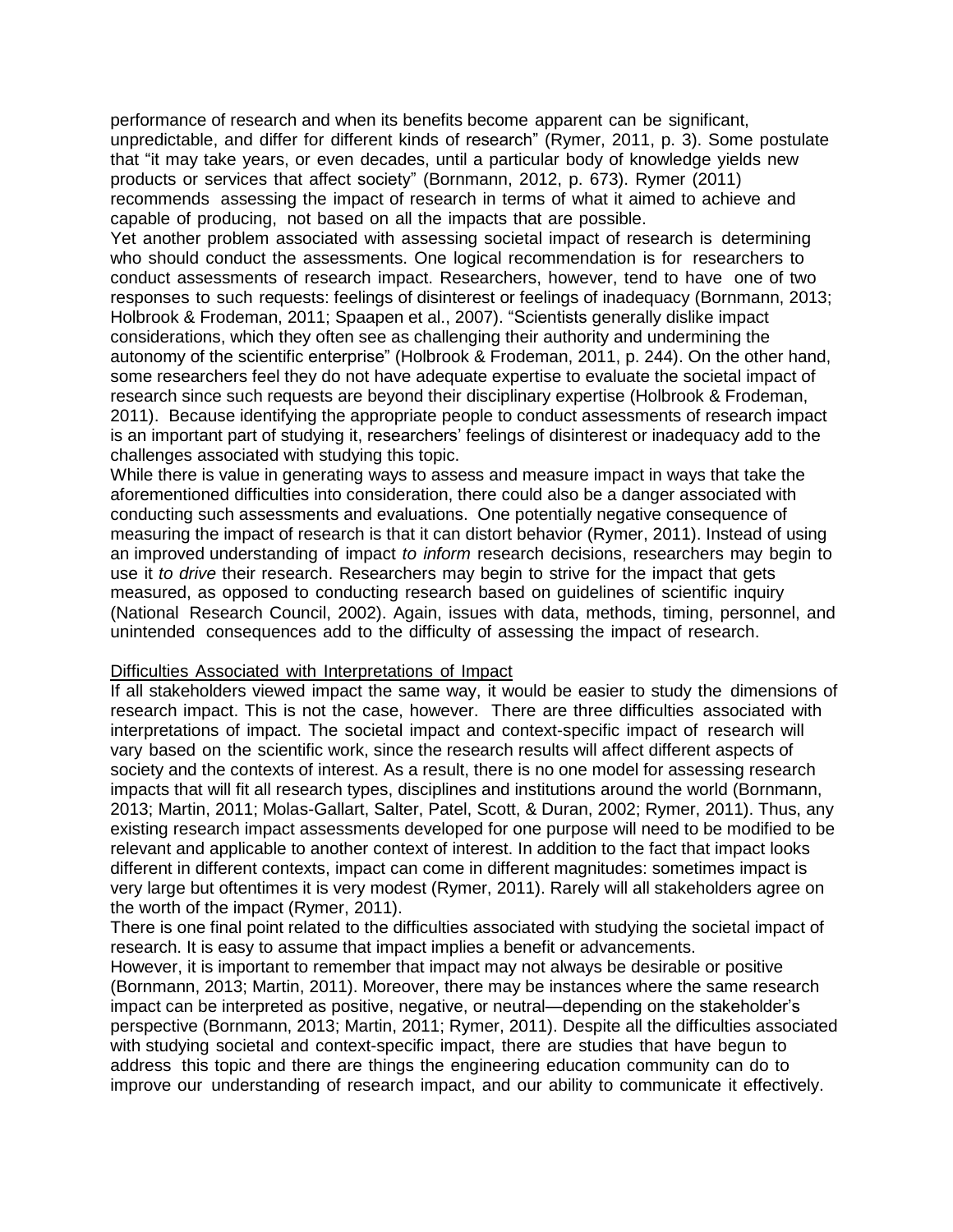performance of research and when its benefits become apparent can be significant, unpredictable, and differ for different kinds of research" (Rymer, 2011, p. 3). Some postulate that "it may take years, or even decades, until a particular body of knowledge yields new products or services that affect society" (Bornmann, 2012, p. 673). Rymer (2011) recommends assessing the impact of research in terms of what it aimed to achieve and capable of producing, not based on all the impacts that are possible.

Yet another problem associated with assessing societal impact of research is determining who should conduct the assessments. One logical recommendation is for researchers to conduct assessments of research impact. Researchers, however, tend to have one of two responses to such requests: feelings of disinterest or feelings of inadequacy (Bornmann, 2013; Holbrook & Frodeman, 2011; Spaapen et al., 2007). "Scientists generally dislike impact considerations, which they often see as challenging their authority and undermining the autonomy of the scientific enterprise" (Holbrook & Frodeman, 2011, p. 244). On the other hand, some researchers feel they do not have adequate expertise to evaluate the societal impact of research since such requests are beyond their disciplinary expertise (Holbrook & Frodeman, 2011). Because identifying the appropriate people to conduct assessments of research impact is an important part of studying it, researchers' feelings of disinterest or inadequacy add to the challenges associated with studying this topic.

While there is value in generating ways to assess and measure impact in ways that take the aforementioned difficulties into consideration, there could also be a danger associated with conducting such assessments and evaluations. One potentially negative consequence of measuring the impact of research is that it can distort behavior (Rymer, 2011). Instead of using an improved understanding of impact *to inform* research decisions, researchers may begin to use it *to drive* their research. Researchers may begin to strive for the impact that gets measured, as opposed to conducting research based on guidelines of scientific inquiry (National Research Council, 2002). Again, issues with data, methods, timing, personnel, and unintended consequences add to the difficulty of assessing the impact of research.

Difficulties Associated with Interpretations of Impact

If all stakeholders viewed impact the same way, it would be easier to study the dimensions of research impact. This is not the case, however. There are three difficulties associated with interpretations of impact. The societal impact and context-specific impact of research will vary based on the scientific work, since the research results will affect different aspects of society and the contexts of interest. As a result, there is no one model for assessing research impacts that will fit all research types, disciplines and institutions around the world (Bornmann, 2013; Martin, 2011; Molas-Gallart, Salter, Patel, Scott, & Duran, 2002; Rymer, 2011). Thus, any existing research impact assessments developed for one purpose will need to be modified to be relevant and applicable to another context of interest. In addition to the fact that impact looks different in different contexts, impact can come in different magnitudes: sometimes impact is very large but oftentimes it is very modest (Rymer, 2011). Rarely will all stakeholders agree on the worth of the impact (Rymer, 2011).

There is one final point related to the difficulties associated with studying the societal impact of research. It is easy to assume that impact implies a benefit or advancements.

However, it is important to remember that impact may not always be desirable or positive (Bornmann, 2013; Martin, 2011). Moreover, there may be instances where the same research impact can be interpreted as positive, negative, or neutral—depending on the stakeholder's perspective (Bornmann, 2013; Martin, 2011; Rymer, 2011). Despite all the difficulties associated with studying societal and context-specific impact, there are studies that have begun to address this topic and there are things the engineering education community can do to improve our understanding of research impact, and our ability to communicate it effectively.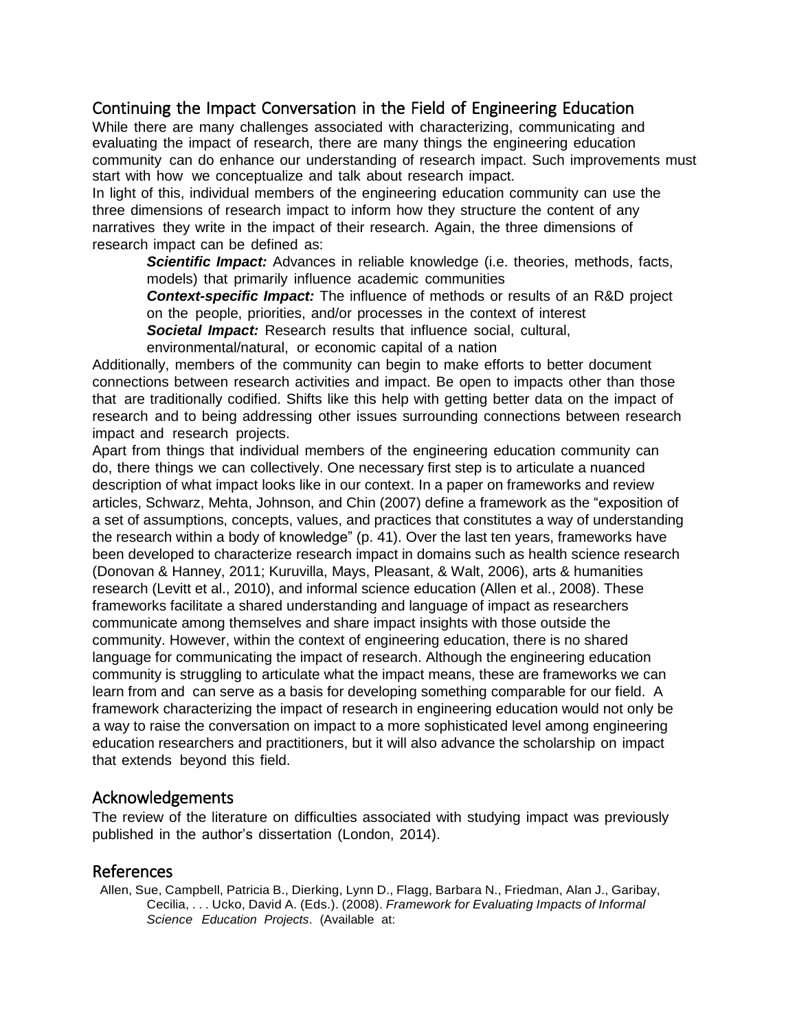## Continuing the Impact Conversation in the Field of Engineering Education

While there are many challenges associated with characterizing, communicating and evaluating the impact of research, there are many things the engineering education community can do enhance our understanding of research impact. Such improvements must start with how we conceptualize and talk about research impact.

In light of this, individual members of the engineering education community can use the three dimensions of research impact to inform how they structure the content of any narratives they write in the impact of their research. Again, the three dimensions of research impact can be defined as:

> ***Scientific Impact:*** Advances in reliable knowledge (i.e. theories, methods, facts, models) that primarily influence academic communities
>
> ***Context-specific Impact:*** The influence of methods or results of an R&D project on the people, priorities, and/or processes in the context of interest
>
> ***Societal Impact:*** Research results that influence social, cultural, environmental/natural, or economic capital of a nation

Additionally, members of the community can begin to make efforts to better document connections between research activities and impact. Be open to impacts other than those that are traditionally codified. Shifts like this help with getting better data on the impact of research and to being addressing other issues surrounding connections between research impact and research projects.

Apart from things that individual members of the engineering education community can do, there things we can collectively. One necessary first step is to articulate a nuanced description of what impact looks like in our context. In a paper on frameworks and review articles, Schwarz, Mehta, Johnson, and Chin (2007) define a framework as the "exposition of a set of assumptions, concepts, values, and practices that constitutes a way of understanding the research within a body of knowledge" (p. 41). Over the last ten years, frameworks have been developed to characterize research impact in domains such as health science research (Donovan & Hanney, 2011; Kuruvilla, Mays, Pleasant, & Walt, 2006), arts & humanities research (Levitt et al., 2010), and informal science education (Allen et al., 2008). These frameworks facilitate a shared understanding and language of impact as researchers communicate among themselves and share impact insights with those outside the community. However, within the context of engineering education, there is no shared language for communicating the impact of research. Although the engineering education community is struggling to articulate what the impact means, these are frameworks we can learn from and can serve as a basis for developing something comparable for our field. A framework characterizing the impact of research in engineering education would not only be a way to raise the conversation on impact to a more sophisticated level among engineering education researchers and practitioners, but it will also advance the scholarship on impact that extends beyond this field.

## Acknowledgements

The review of the literature on difficulties associated with studying impact was previously published in the author's dissertation (London, 2014).

## References

Allen, Sue, Campbell, Patricia B., Dierking, Lynn D., Flagg, Barbara N., Friedman, Alan J., Garibay, Cecilia, . . . Ucko, David A. (Eds.). (2008). *Framework for Evaluating Impacts of Informal Science Education Projects*. (Available at: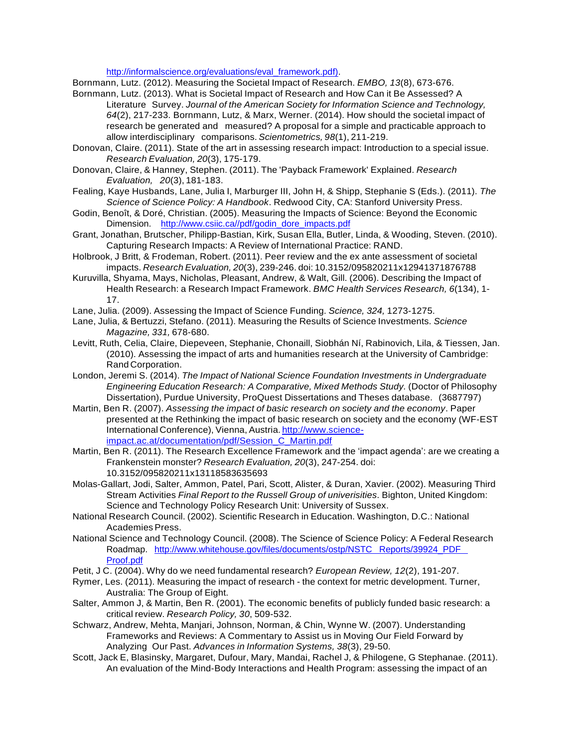http://informalscience.org/evaluations/eval_framework.pdf).

Bornmann, Lutz. (2012). Measuring the Societal Impact of Research. *EMBO, 13*(8), 673-676.

Bornmann, Lutz. (2013). What is Societal Impact of Research and How Can it Be Assessed? A Literature Survey. *Journal of the American Society for Information Science and Technology, 64*(2), 217-233. Bornmann, Lutz, & Marx, Werner. (2014). How should the societal impact of research be generated and measured? A proposal for a simple and practicable approach to allow interdisciplinary comparisons. *Scientometrics, 98*(1), 211-219.

Donovan, Claire. (2011). State of the art in assessing research impact: Introduction to a special issue. *Research Evaluation, 20*(3), 175-179.

Donovan, Claire, & Hanney, Stephen. (2011). The 'Payback Framework' Explained. *Research Evaluation, 20*(3), 181-183.

Fealing, Kaye Husbands, Lane, Julia I, Marburger III, John H, & Shipp, Stephanie S (Eds.). (2011). *The Science of Science Policy: A Handbook*. Redwood City, CA: Stanford University Press.

Godin, Benoît, & Doré, Christian. (2005). Measuring the Impacts of Science: Beyond the Economic Dimension. http://www.csiic.ca//pdf/godin_dore_impacts.pdf

Grant, Jonathan, Brutscher, Philipp-Bastian, Kirk, Susan Ella, Butler, Linda, & Wooding, Steven. (2010). Capturing Research Impacts: A Review of International Practice: RAND.

Holbrook, J Britt, & Frodeman, Robert. (2011). Peer review and the ex ante assessment of societal impacts. *Research Evaluation, 20*(3), 239-246. doi: 10.3152/095820211x12941371876788

Kuruvilla, Shyama, Mays, Nicholas, Pleasant, Andrew, & Walt, Gill. (2006). Describing the Impact of Health Research: a Research Impact Framework. *BMC Health Services Research, 6*(134), 1-17.

Lane, Julia. (2009). Assessing the Impact of Science Funding. *Science, 324,* 1273-1275.

Lane, Julia, & Bertuzzi, Stefano. (2011). Measuring the Results of Science Investments. *Science Magazine, 331,* 678-680.

Levitt, Ruth, Celia, Claire, Diepeveen, Stephanie, Chonaill, Siobhán Ní, Rabinovich, Lila, & Tiessen, Jan. (2010). Assessing the impact of arts and humanities research at the University of Cambridge: Rand Corporation.

London, Jeremi S. (2014). *The Impact of National Science Foundation Investments in Undergraduate Engineering Education Research: A Comparative, Mixed Methods Study.* (Doctor of Philosophy Dissertation), Purdue University, ProQuest Dissertations and Theses database. (3687797)

Martin, Ben R. (2007). *Assessing the impact of basic research on society and the economy*. Paper presented at the Rethinking the impact of basic research on society and the economy (WF-EST International Conference), Vienna, Austria. http://www.science-impact.ac.at/documentation/pdf/Session_C_Martin.pdf

Martin, Ben R. (2011). The Research Excellence Framework and the 'impact agenda': are we creating a Frankenstein monster? *Research Evaluation, 20*(3), 247-254. doi: 10.3152/095820211x13118583635693

Molas-Gallart, Jodi, Salter, Ammon, Patel, Pari, Scott, Alister, & Duran, Xavier. (2002). Measuring Third Stream Activities *Final Report to the Russell Group of univerisities*. Bighton, United Kingdom: Science and Technology Policy Research Unit: University of Sussex.

National Research Council. (2002). Scientific Research in Education. Washington, D.C.: National Academies Press.

National Science and Technology Council. (2008). The Science of Science Policy: A Federal Research Roadmap. http://www.whitehouse.gov/files/documents/ostp/NSTC Reports/39924_PDF Proof.pdf

Petit, J C. (2004). Why do we need fundamental research? *European Review, 12*(2), 191-207.

Rymer, Les. (2011). Measuring the impact of research - the context for metric development. Turner, Australia: The Group of Eight.

Salter, Ammon J, & Martin, Ben R. (2001). The economic benefits of publicly funded basic research: a critical review. *Research Policy, 30*, 509-532.

Schwarz, Andrew, Mehta, Manjari, Johnson, Norman, & Chin, Wynne W. (2007). Understanding Frameworks and Reviews: A Commentary to Assist us in Moving Our Field Forward by Analyzing Our Past. *Advances in Information Systems, 38*(3), 29-50.

Scott, Jack E, Blasinsky, Margaret, Dufour, Mary, Mandai, Rachel J, & Philogene, G Stephanae. (2011). An evaluation of the Mind-Body Interactions and Health Program: assessing the impact of an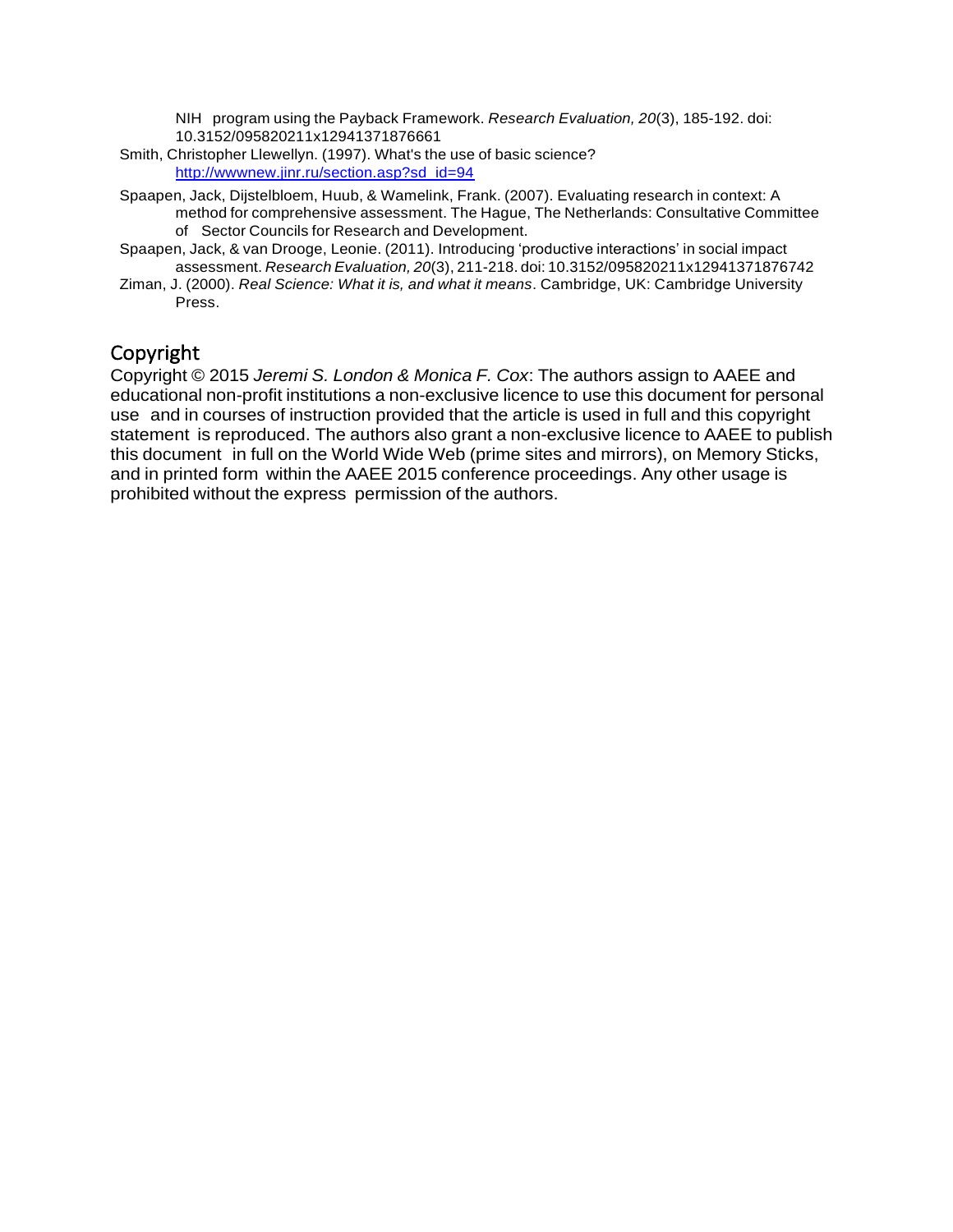NIH program using the Payback Framework. *Research Evaluation, 20*(3), 185-192. doi: 10.3152/095820211x12941371876661

Smith, Christopher Llewellyn. (1997). What's the use of basic science? http://wwwnew.jinr.ru/section.asp?sd_id=94

Spaapen, Jack, Dijstelbloem, Huub, & Wamelink, Frank. (2007). Evaluating research in context: A method for comprehensive assessment. The Hague, The Netherlands: Consultative Committee of Sector Councils for Research and Development.

Spaapen, Jack, & van Drooge, Leonie. (2011). Introducing 'productive interactions' in social impact assessment. *Research Evaluation, 20*(3), 211-218. doi: 10.3152/095820211x12941371876742

Ziman, J. (2000). *Real Science: What it is, and what it means*. Cambridge, UK: Cambridge University Press.

## Copyright

Copyright © 2015 *Jeremi S. London & Monica F. Cox*: The authors assign to AAEE and educational non-profit institutions a non-exclusive licence to use this document for personal use and in courses of instruction provided that the article is used in full and this copyright statement is reproduced. The authors also grant a non-exclusive licence to AAEE to publish this document in full on the World Wide Web (prime sites and mirrors), on Memory Sticks, and in printed form within the AAEE 2015 conference proceedings. Any other usage is prohibited without the express permission of the authors.